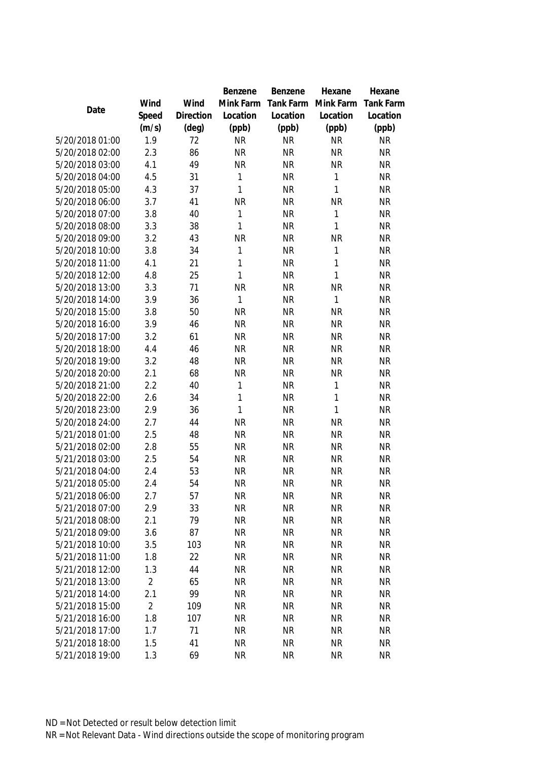| Date | Wind Speed (m/s) | Wind Direction (deg) | Benzene Mink Farm Location (ppb) | Benzene Tank Farm Location (ppb) | Hexane Mink Farm Location (ppb) | Hexane Tank Farm Location (ppb) |
|---|---|---|---|---|---|---|
| 5/20/2018 01:00 | 1.9 | 72 | NR | NR | NR | NR |
| 5/20/2018 02:00 | 2.3 | 86 | NR | NR | NR | NR |
| 5/20/2018 03:00 | 4.1 | 49 | NR | NR | NR | NR |
| 5/20/2018 04:00 | 4.5 | 31 | 1 | NR | 1 | NR |
| 5/20/2018 05:00 | 4.3 | 37 | 1 | NR | 1 | NR |
| 5/20/2018 06:00 | 3.7 | 41 | NR | NR | NR | NR |
| 5/20/2018 07:00 | 3.8 | 40 | 1 | NR | 1 | NR |
| 5/20/2018 08:00 | 3.3 | 38 | 1 | NR | 1 | NR |
| 5/20/2018 09:00 | 3.2 | 43 | NR | NR | NR | NR |
| 5/20/2018 10:00 | 3.8 | 34 | 1 | NR | 1 | NR |
| 5/20/2018 11:00 | 4.1 | 21 | 1 | NR | 1 | NR |
| 5/20/2018 12:00 | 4.8 | 25 | 1 | NR | 1 | NR |
| 5/20/2018 13:00 | 3.3 | 71 | NR | NR | NR | NR |
| 5/20/2018 14:00 | 3.9 | 36 | 1 | NR | 1 | NR |
| 5/20/2018 15:00 | 3.8 | 50 | NR | NR | NR | NR |
| 5/20/2018 16:00 | 3.9 | 46 | NR | NR | NR | NR |
| 5/20/2018 17:00 | 3.2 | 61 | NR | NR | NR | NR |
| 5/20/2018 18:00 | 4.4 | 46 | NR | NR | NR | NR |
| 5/20/2018 19:00 | 3.2 | 48 | NR | NR | NR | NR |
| 5/20/2018 20:00 | 2.1 | 68 | NR | NR | NR | NR |
| 5/20/2018 21:00 | 2.2 | 40 | 1 | NR | 1 | NR |
| 5/20/2018 22:00 | 2.6 | 34 | 1 | NR | 1 | NR |
| 5/20/2018 23:00 | 2.9 | 36 | 1 | NR | 1 | NR |
| 5/20/2018 24:00 | 2.7 | 44 | NR | NR | NR | NR |
| 5/21/2018 01:00 | 2.5 | 48 | NR | NR | NR | NR |
| 5/21/2018 02:00 | 2.8 | 55 | NR | NR | NR | NR |
| 5/21/2018 03:00 | 2.5 | 54 | NR | NR | NR | NR |
| 5/21/2018 04:00 | 2.4 | 53 | NR | NR | NR | NR |
| 5/21/2018 05:00 | 2.4 | 54 | NR | NR | NR | NR |
| 5/21/2018 06:00 | 2.7 | 57 | NR | NR | NR | NR |
| 5/21/2018 07:00 | 2.9 | 33 | NR | NR | NR | NR |
| 5/21/2018 08:00 | 2.1 | 79 | NR | NR | NR | NR |
| 5/21/2018 09:00 | 3.6 | 87 | NR | NR | NR | NR |
| 5/21/2018 10:00 | 3.5 | 103 | NR | NR | NR | NR |
| 5/21/2018 11:00 | 1.8 | 22 | NR | NR | NR | NR |
| 5/21/2018 12:00 | 1.3 | 44 | NR | NR | NR | NR |
| 5/21/2018 13:00 | 2 | 65 | NR | NR | NR | NR |
| 5/21/2018 14:00 | 2.1 | 99 | NR | NR | NR | NR |
| 5/21/2018 15:00 | 2 | 109 | NR | NR | NR | NR |
| 5/21/2018 16:00 | 1.8 | 107 | NR | NR | NR | NR |
| 5/21/2018 17:00 | 1.7 | 71 | NR | NR | NR | NR |
| 5/21/2018 18:00 | 1.5 | 41 | NR | NR | NR | NR |
| 5/21/2018 19:00 | 1.3 | 69 | NR | NR | NR | NR |

ND = Not Detected or result below detection limit

NR = Not Relevant Data - Wind directions outside the scope of monitoring program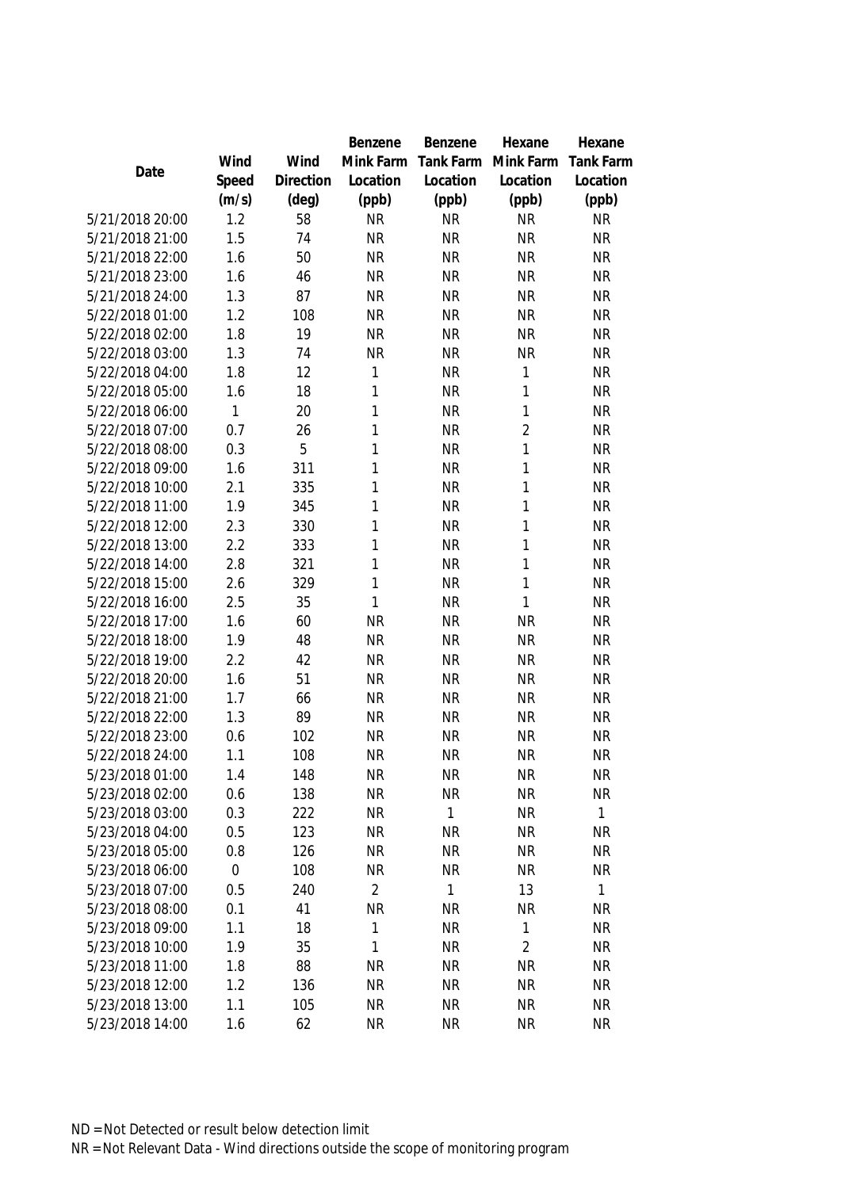| Date | Wind Speed (m/s) | Wind Direction (deg) | Benzene Mink Farm Location (ppb) | Benzene Tank Farm Location (ppb) | Hexane Mink Farm Location (ppb) | Hexane Tank Farm Location (ppb) |
|---|---|---|---|---|---|---|
| 5/21/2018 20:00 | 1.2 | 58 | NR | NR | NR | NR |
| 5/21/2018 21:00 | 1.5 | 74 | NR | NR | NR | NR |
| 5/21/2018 22:00 | 1.6 | 50 | NR | NR | NR | NR |
| 5/21/2018 23:00 | 1.6 | 46 | NR | NR | NR | NR |
| 5/21/2018 24:00 | 1.3 | 87 | NR | NR | NR | NR |
| 5/22/2018 01:00 | 1.2 | 108 | NR | NR | NR | NR |
| 5/22/2018 02:00 | 1.8 | 19 | NR | NR | NR | NR |
| 5/22/2018 03:00 | 1.3 | 74 | NR | NR | NR | NR |
| 5/22/2018 04:00 | 1.8 | 12 | 1 | NR | 1 | NR |
| 5/22/2018 05:00 | 1.6 | 18 | 1 | NR | 1 | NR |
| 5/22/2018 06:00 | 1 | 20 | 1 | NR | 1 | NR |
| 5/22/2018 07:00 | 0.7 | 26 | 1 | NR | 2 | NR |
| 5/22/2018 08:00 | 0.3 | 5 | 1 | NR | 1 | NR |
| 5/22/2018 09:00 | 1.6 | 311 | 1 | NR | 1 | NR |
| 5/22/2018 10:00 | 2.1 | 335 | 1 | NR | 1 | NR |
| 5/22/2018 11:00 | 1.9 | 345 | 1 | NR | 1 | NR |
| 5/22/2018 12:00 | 2.3 | 330 | 1 | NR | 1 | NR |
| 5/22/2018 13:00 | 2.2 | 333 | 1 | NR | 1 | NR |
| 5/22/2018 14:00 | 2.8 | 321 | 1 | NR | 1 | NR |
| 5/22/2018 15:00 | 2.6 | 329 | 1 | NR | 1 | NR |
| 5/22/2018 16:00 | 2.5 | 35 | 1 | NR | 1 | NR |
| 5/22/2018 17:00 | 1.6 | 60 | NR | NR | NR | NR |
| 5/22/2018 18:00 | 1.9 | 48 | NR | NR | NR | NR |
| 5/22/2018 19:00 | 2.2 | 42 | NR | NR | NR | NR |
| 5/22/2018 20:00 | 1.6 | 51 | NR | NR | NR | NR |
| 5/22/2018 21:00 | 1.7 | 66 | NR | NR | NR | NR |
| 5/22/2018 22:00 | 1.3 | 89 | NR | NR | NR | NR |
| 5/22/2018 23:00 | 0.6 | 102 | NR | NR | NR | NR |
| 5/22/2018 24:00 | 1.1 | 108 | NR | NR | NR | NR |
| 5/23/2018 01:00 | 1.4 | 148 | NR | NR | NR | NR |
| 5/23/2018 02:00 | 0.6 | 138 | NR | NR | NR | NR |
| 5/23/2018 03:00 | 0.3 | 222 | NR | 1 | NR | 1 |
| 5/23/2018 04:00 | 0.5 | 123 | NR | NR | NR | NR |
| 5/23/2018 05:00 | 0.8 | 126 | NR | NR | NR | NR |
| 5/23/2018 06:00 | 0 | 108 | NR | NR | NR | NR |
| 5/23/2018 07:00 | 0.5 | 240 | 2 | 1 | 13 | 1 |
| 5/23/2018 08:00 | 0.1 | 41 | NR | NR | NR | NR |
| 5/23/2018 09:00 | 1.1 | 18 | 1 | NR | 1 | NR |
| 5/23/2018 10:00 | 1.9 | 35 | 1 | NR | 2 | NR |
| 5/23/2018 11:00 | 1.8 | 88 | NR | NR | NR | NR |
| 5/23/2018 12:00 | 1.2 | 136 | NR | NR | NR | NR |
| 5/23/2018 13:00 | 1.1 | 105 | NR | NR | NR | NR |
| 5/23/2018 14:00 | 1.6 | 62 | NR | NR | NR | NR |

ND = Not Detected or result below detection limit

NR = Not Relevant Data - Wind directions outside the scope of monitoring program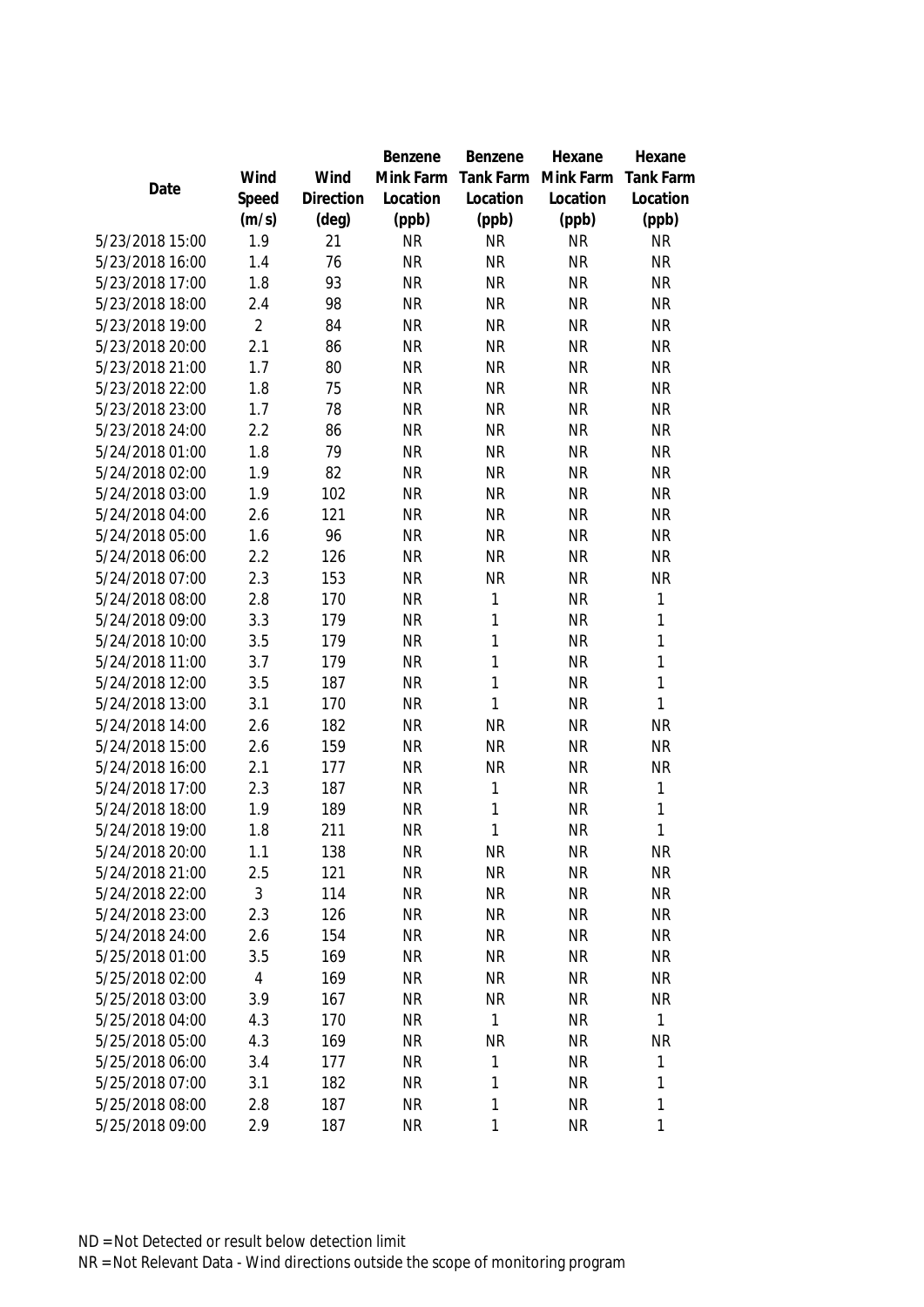| Date | Wind Speed (m/s) | Wind Direction (deg) | Benzene Mink Farm Location (ppb) | Benzene Tank Farm Location (ppb) | Hexane Mink Farm Location (ppb) | Hexane Tank Farm Location (ppb) |
|---|---|---|---|---|---|---|
| 5/23/2018 15:00 | 1.9 | 21 | NR | NR | NR | NR |
| 5/23/2018 16:00 | 1.4 | 76 | NR | NR | NR | NR |
| 5/23/2018 17:00 | 1.8 | 93 | NR | NR | NR | NR |
| 5/23/2018 18:00 | 2.4 | 98 | NR | NR | NR | NR |
| 5/23/2018 19:00 | 2 | 84 | NR | NR | NR | NR |
| 5/23/2018 20:00 | 2.1 | 86 | NR | NR | NR | NR |
| 5/23/2018 21:00 | 1.7 | 80 | NR | NR | NR | NR |
| 5/23/2018 22:00 | 1.8 | 75 | NR | NR | NR | NR |
| 5/23/2018 23:00 | 1.7 | 78 | NR | NR | NR | NR |
| 5/23/2018 24:00 | 2.2 | 86 | NR | NR | NR | NR |
| 5/24/2018 01:00 | 1.8 | 79 | NR | NR | NR | NR |
| 5/24/2018 02:00 | 1.9 | 82 | NR | NR | NR | NR |
| 5/24/2018 03:00 | 1.9 | 102 | NR | NR | NR | NR |
| 5/24/2018 04:00 | 2.6 | 121 | NR | NR | NR | NR |
| 5/24/2018 05:00 | 1.6 | 96 | NR | NR | NR | NR |
| 5/24/2018 06:00 | 2.2 | 126 | NR | NR | NR | NR |
| 5/24/2018 07:00 | 2.3 | 153 | NR | NR | NR | NR |
| 5/24/2018 08:00 | 2.8 | 170 | NR | 1 | NR | 1 |
| 5/24/2018 09:00 | 3.3 | 179 | NR | 1 | NR | 1 |
| 5/24/2018 10:00 | 3.5 | 179 | NR | 1 | NR | 1 |
| 5/24/2018 11:00 | 3.7 | 179 | NR | 1 | NR | 1 |
| 5/24/2018 12:00 | 3.5 | 187 | NR | 1 | NR | 1 |
| 5/24/2018 13:00 | 3.1 | 170 | NR | 1 | NR | 1 |
| 5/24/2018 14:00 | 2.6 | 182 | NR | NR | NR | NR |
| 5/24/2018 15:00 | 2.6 | 159 | NR | NR | NR | NR |
| 5/24/2018 16:00 | 2.1 | 177 | NR | NR | NR | NR |
| 5/24/2018 17:00 | 2.3 | 187 | NR | 1 | NR | 1 |
| 5/24/2018 18:00 | 1.9 | 189 | NR | 1 | NR | 1 |
| 5/24/2018 19:00 | 1.8 | 211 | NR | 1 | NR | 1 |
| 5/24/2018 20:00 | 1.1 | 138 | NR | NR | NR | NR |
| 5/24/2018 21:00 | 2.5 | 121 | NR | NR | NR | NR |
| 5/24/2018 22:00 | 3 | 114 | NR | NR | NR | NR |
| 5/24/2018 23:00 | 2.3 | 126 | NR | NR | NR | NR |
| 5/24/2018 24:00 | 2.6 | 154 | NR | NR | NR | NR |
| 5/25/2018 01:00 | 3.5 | 169 | NR | NR | NR | NR |
| 5/25/2018 02:00 | 4 | 169 | NR | NR | NR | NR |
| 5/25/2018 03:00 | 3.9 | 167 | NR | NR | NR | NR |
| 5/25/2018 04:00 | 4.3 | 170 | NR | 1 | NR | 1 |
| 5/25/2018 05:00 | 4.3 | 169 | NR | NR | NR | NR |
| 5/25/2018 06:00 | 3.4 | 177 | NR | 1 | NR | 1 |
| 5/25/2018 07:00 | 3.1 | 182 | NR | 1 | NR | 1 |
| 5/25/2018 08:00 | 2.8 | 187 | NR | 1 | NR | 1 |
| 5/25/2018 09:00 | 2.9 | 187 | NR | 1 | NR | 1 |

ND = Not Detected or result below detection limit

NR = Not Relevant Data - Wind directions outside the scope of monitoring program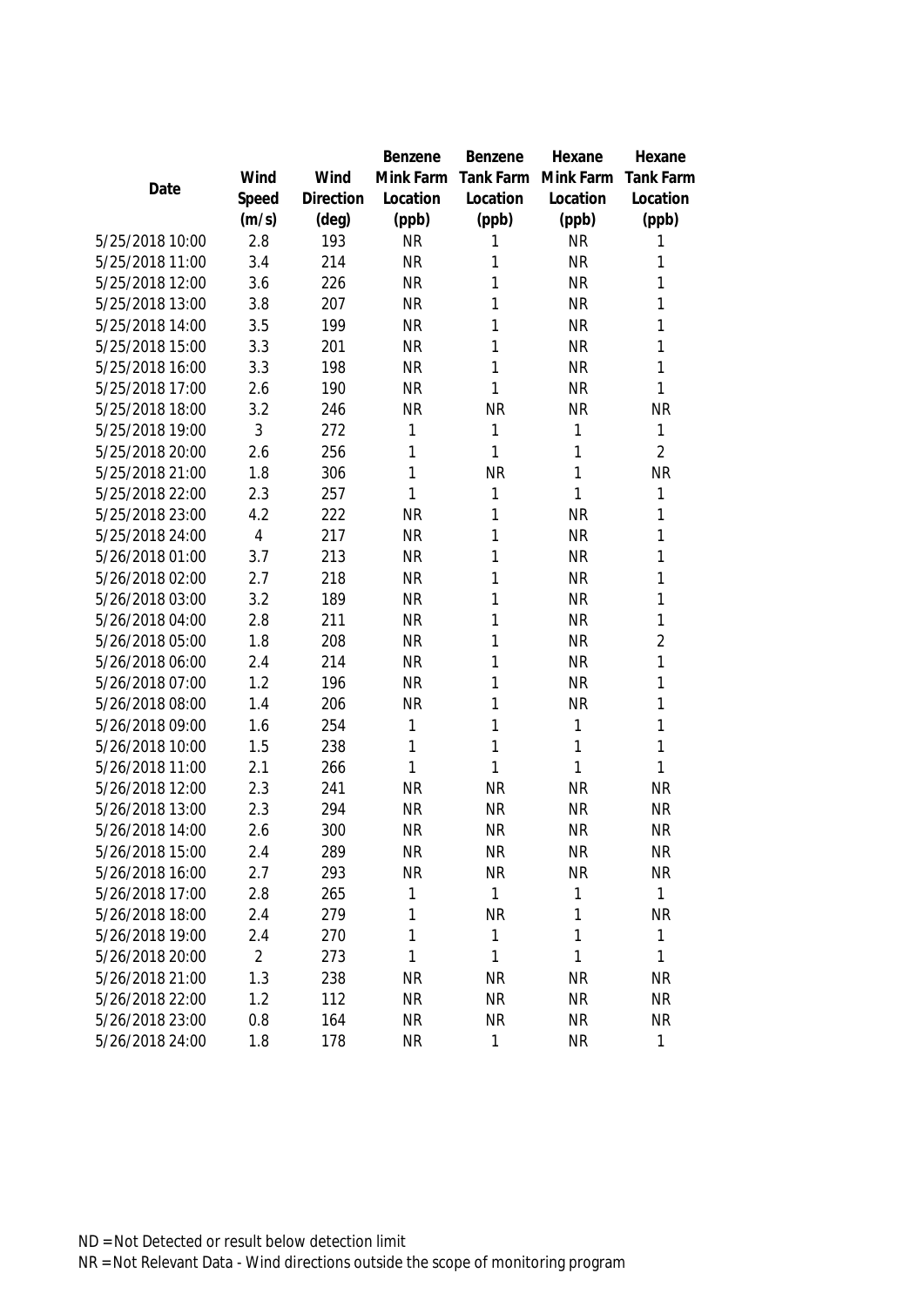| Date | Wind Speed (m/s) | Wind Direction (deg) | Benzene Mink Farm Location (ppb) | Benzene Tank Farm Location (ppb) | Hexane Mink Farm Location (ppb) | Hexane Tank Farm Location (ppb) |
|---|---|---|---|---|---|---|
| 5/25/2018 10:00 | 2.8 | 193 | NR | 1 | NR | 1 |
| 5/25/2018 11:00 | 3.4 | 214 | NR | 1 | NR | 1 |
| 5/25/2018 12:00 | 3.6 | 226 | NR | 1 | NR | 1 |
| 5/25/2018 13:00 | 3.8 | 207 | NR | 1 | NR | 1 |
| 5/25/2018 14:00 | 3.5 | 199 | NR | 1 | NR | 1 |
| 5/25/2018 15:00 | 3.3 | 201 | NR | 1 | NR | 1 |
| 5/25/2018 16:00 | 3.3 | 198 | NR | 1 | NR | 1 |
| 5/25/2018 17:00 | 2.6 | 190 | NR | 1 | NR | 1 |
| 5/25/2018 18:00 | 3.2 | 246 | NR | NR | NR | NR |
| 5/25/2018 19:00 | 3 | 272 | 1 | 1 | 1 | 1 |
| 5/25/2018 20:00 | 2.6 | 256 | 1 | 1 | 1 | 2 |
| 5/25/2018 21:00 | 1.8 | 306 | 1 | NR | 1 | NR |
| 5/25/2018 22:00 | 2.3 | 257 | 1 | 1 | 1 | 1 |
| 5/25/2018 23:00 | 4.2 | 222 | NR | 1 | NR | 1 |
| 5/25/2018 24:00 | 4 | 217 | NR | 1 | NR | 1 |
| 5/26/2018 01:00 | 3.7 | 213 | NR | 1 | NR | 1 |
| 5/26/2018 02:00 | 2.7 | 218 | NR | 1 | NR | 1 |
| 5/26/2018 03:00 | 3.2 | 189 | NR | 1 | NR | 1 |
| 5/26/2018 04:00 | 2.8 | 211 | NR | 1 | NR | 1 |
| 5/26/2018 05:00 | 1.8 | 208 | NR | 1 | NR | 2 |
| 5/26/2018 06:00 | 2.4 | 214 | NR | 1 | NR | 1 |
| 5/26/2018 07:00 | 1.2 | 196 | NR | 1 | NR | 1 |
| 5/26/2018 08:00 | 1.4 | 206 | NR | 1 | NR | 1 |
| 5/26/2018 09:00 | 1.6 | 254 | 1 | 1 | 1 | 1 |
| 5/26/2018 10:00 | 1.5 | 238 | 1 | 1 | 1 | 1 |
| 5/26/2018 11:00 | 2.1 | 266 | 1 | 1 | 1 | 1 |
| 5/26/2018 12:00 | 2.3 | 241 | NR | NR | NR | NR |
| 5/26/2018 13:00 | 2.3 | 294 | NR | NR | NR | NR |
| 5/26/2018 14:00 | 2.6 | 300 | NR | NR | NR | NR |
| 5/26/2018 15:00 | 2.4 | 289 | NR | NR | NR | NR |
| 5/26/2018 16:00 | 2.7 | 293 | NR | NR | NR | NR |
| 5/26/2018 17:00 | 2.8 | 265 | 1 | 1 | 1 | 1 |
| 5/26/2018 18:00 | 2.4 | 279 | 1 | NR | 1 | NR |
| 5/26/2018 19:00 | 2.4 | 270 | 1 | 1 | 1 | 1 |
| 5/26/2018 20:00 | 2 | 273 | 1 | 1 | 1 | 1 |
| 5/26/2018 21:00 | 1.3 | 238 | NR | NR | NR | NR |
| 5/26/2018 22:00 | 1.2 | 112 | NR | NR | NR | NR |
| 5/26/2018 23:00 | 0.8 | 164 | NR | NR | NR | NR |
| 5/26/2018 24:00 | 1.8 | 178 | NR | 1 | NR | 1 |

ND = Not Detected or result below detection limit

NR = Not Relevant Data - Wind directions outside the scope of monitoring program